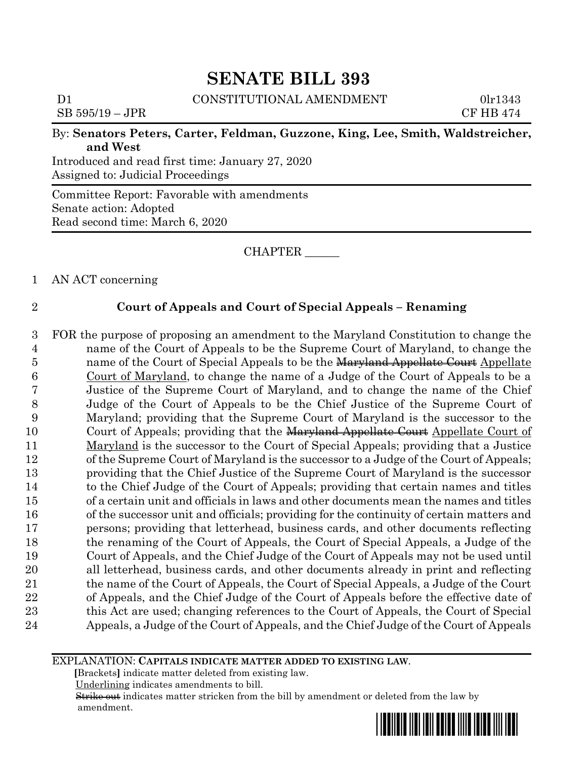# SENATE BILL 393

D1 CONSTITUTIONAL AMENDMENT 0lr1343

SB 595/19 – JPR CF HB 474

By: **Senators Peters, Carter, Feldman, Guzzone, King, Lee, Smith, Waldstreicher, and West**

Introduced and read first time: January 27, 2020

Assigned to: Judicial Proceedings

Committee Report: Favorable with amendments

Senate action: Adopted

Read second time: March 6, 2020

CHAPTER ______

1 AN ACT concerning

2 **Court of Appeals and Court of Special Appeals – Renaming**

3 FOR the purpose of proposing an amendment to the Maryland Constitution to change the
4 name of the Court of Appeals to be the Supreme Court of Maryland, to change the
5 name of the Court of Special Appeals to be the ~~Maryland Appellate Court~~ <u>Appellate</u>
6 <u>Court of Maryland</u>, to change the name of a Judge of the Court of Appeals to be a
7 Justice of the Supreme Court of Maryland, and to change the name of the Chief
8 Judge of the Court of Appeals to be the Chief Justice of the Supreme Court of
9 Maryland; providing that the Supreme Court of Maryland is the successor to the
10 Court of Appeals; providing that the ~~Maryland Appellate Court~~ <u>Appellate Court of</u>
11 <u>Maryland</u> is the successor to the Court of Special Appeals; providing that a Justice
12 of the Supreme Court of Maryland is the successor to a Judge of the Court of Appeals;
13 providing that the Chief Justice of the Supreme Court of Maryland is the successor
14 to the Chief Judge of the Court of Appeals; providing that certain names and titles
15 of a certain unit and officials in laws and other documents mean the names and titles
16 of the successor unit and officials; providing for the continuity of certain matters and
17 persons; providing that letterhead, business cards, and other documents reflecting
18 the renaming of the Court of Appeals, the Court of Special Appeals, a Judge of the
19 Court of Appeals, and the Chief Judge of the Court of Appeals may not be used until
20 all letterhead, business cards, and other documents already in print and reflecting
21 the name of the Court of Appeals, the Court of Special Appeals, a Judge of the Court
22 of Appeals, and the Chief Judge of the Court of Appeals before the effective date of
23 this Act are used; changing references to the Court of Appeals, the Court of Special
24 Appeals, a Judge of the Court of Appeals, and the Chief Judge of the Court of Appeals

EXPLANATION: **CAPITALS INDICATE MATTER ADDED TO EXISTING LAW.**

**[**Brackets**]** indicate matter deleted from existing law.

<u>Underlining</u> indicates amendments to bill.

~~Strike out~~ indicates matter stricken from the bill by amendment or deleted from the law by amendment.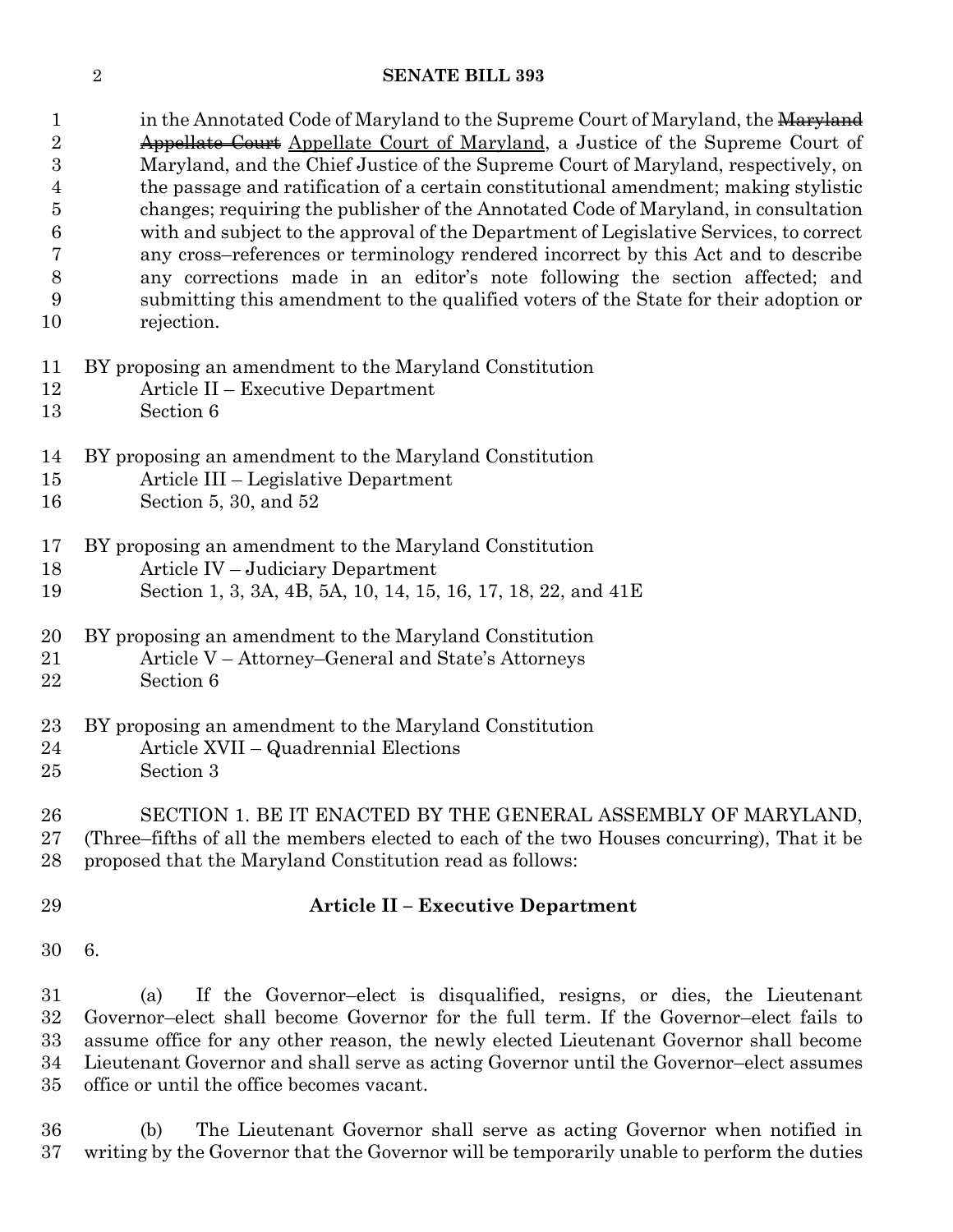in the Annotated Code of Maryland to the Supreme Court of Maryland, the ~~Maryland Appellate Court~~ <u>Appellate Court of Maryland</u>, a Justice of the Supreme Court of Maryland, and the Chief Justice of the Supreme Court of Maryland, respectively, on the passage and ratification of a certain constitutional amendment; making stylistic changes; requiring the publisher of the Annotated Code of Maryland, in consultation with and subject to the approval of the Department of Legislative Services, to correct any cross–references or terminology rendered incorrect by this Act and to describe any corrections made in an editor's note following the section affected; and submitting this amendment to the qualified voters of the State for their adoption or rejection.

BY proposing an amendment to the Maryland Constitution
Article II – Executive Department
Section 6

BY proposing an amendment to the Maryland Constitution
Article III – Legislative Department
Section 5, 30, and 52

BY proposing an amendment to the Maryland Constitution
Article IV – Judiciary Department
Section 1, 3, 3A, 4B, 5A, 10, 14, 15, 16, 17, 18, 22, and 41E

BY proposing an amendment to the Maryland Constitution
Article V – Attorney–General and State's Attorneys
Section 6

BY proposing an amendment to the Maryland Constitution
Article XVII – Quadrennial Elections
Section 3

SECTION 1. BE IT ENACTED BY THE GENERAL ASSEMBLY OF MARYLAND, (Three–fifths of all the members elected to each of the two Houses concurring), That it be proposed that the Maryland Constitution read as follows:

**Article II – Executive Department**

6.

(a) If the Governor–elect is disqualified, resigns, or dies, the Lieutenant Governor–elect shall become Governor for the full term. If the Governor–elect fails to assume office for any other reason, the newly elected Lieutenant Governor shall become Lieutenant Governor and shall serve as acting Governor until the Governor–elect assumes office or until the office becomes vacant.

(b) The Lieutenant Governor shall serve as acting Governor when notified in writing by the Governor that the Governor will be temporarily unable to perform the duties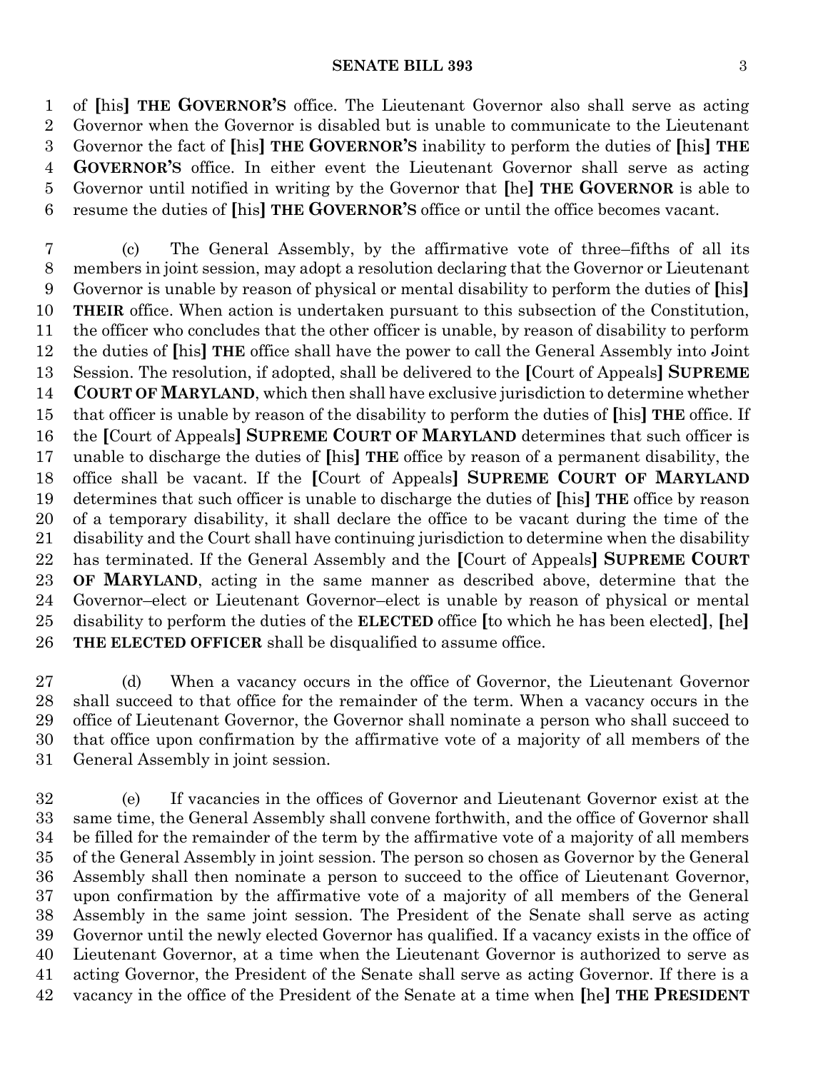of [his] **THE GOVERNOR'S** office. The Lieutenant Governor also shall serve as acting Governor when the Governor is disabled but is unable to communicate to the Lieutenant Governor the fact of [his] **THE GOVERNOR'S** inability to perform the duties of [his] **THE GOVERNOR'S** office. In either event the Lieutenant Governor shall serve as acting Governor until notified in writing by the Governor that [he] **THE GOVERNOR** is able to resume the duties of [his] **THE GOVERNOR'S** office or until the office becomes vacant.

(c) The General Assembly, by the affirmative vote of three–fifths of all its members in joint session, may adopt a resolution declaring that the Governor or Lieutenant Governor is unable by reason of physical or mental disability to perform the duties of [his] **THEIR** office. When action is undertaken pursuant to this subsection of the Constitution, the officer who concludes that the other officer is unable, by reason of disability to perform the duties of [his] **THE** office shall have the power to call the General Assembly into Joint Session. The resolution, if adopted, shall be delivered to the [Court of Appeals] **SUPREME COURT OF MARYLAND**, which then shall have exclusive jurisdiction to determine whether that officer is unable by reason of the disability to perform the duties of [his] **THE** office. If the [Court of Appeals] **SUPREME COURT OF MARYLAND** determines that such officer is unable to discharge the duties of [his] **THE** office by reason of a permanent disability, the office shall be vacant. If the [Court of Appeals] **SUPREME COURT OF MARYLAND** determines that such officer is unable to discharge the duties of [his] **THE** office by reason of a temporary disability, it shall declare the office to be vacant during the time of the disability and the Court shall have continuing jurisdiction to determine when the disability has terminated. If the General Assembly and the [Court of Appeals] **SUPREME COURT OF MARYLAND**, acting in the same manner as described above, determine that the Governor–elect or Lieutenant Governor–elect is unable by reason of physical or mental disability to perform the duties of the **ELECTED** office [to which he has been elected], [he] **THE ELECTED OFFICER** shall be disqualified to assume office.

(d) When a vacancy occurs in the office of Governor, the Lieutenant Governor shall succeed to that office for the remainder of the term. When a vacancy occurs in the office of Lieutenant Governor, the Governor shall nominate a person who shall succeed to that office upon confirmation by the affirmative vote of a majority of all members of the General Assembly in joint session.

(e) If vacancies in the offices of Governor and Lieutenant Governor exist at the same time, the General Assembly shall convene forthwith, and the office of Governor shall be filled for the remainder of the term by the affirmative vote of a majority of all members of the General Assembly in joint session. The person so chosen as Governor by the General Assembly shall then nominate a person to succeed to the office of Lieutenant Governor, upon confirmation by the affirmative vote of a majority of all members of the General Assembly in the same joint session. The President of the Senate shall serve as acting Governor until the newly elected Governor has qualified. If a vacancy exists in the office of Lieutenant Governor, at a time when the Lieutenant Governor is authorized to serve as acting Governor, the President of the Senate shall serve as acting Governor. If there is a vacancy in the office of the President of the Senate at a time when [he] **THE PRESIDENT**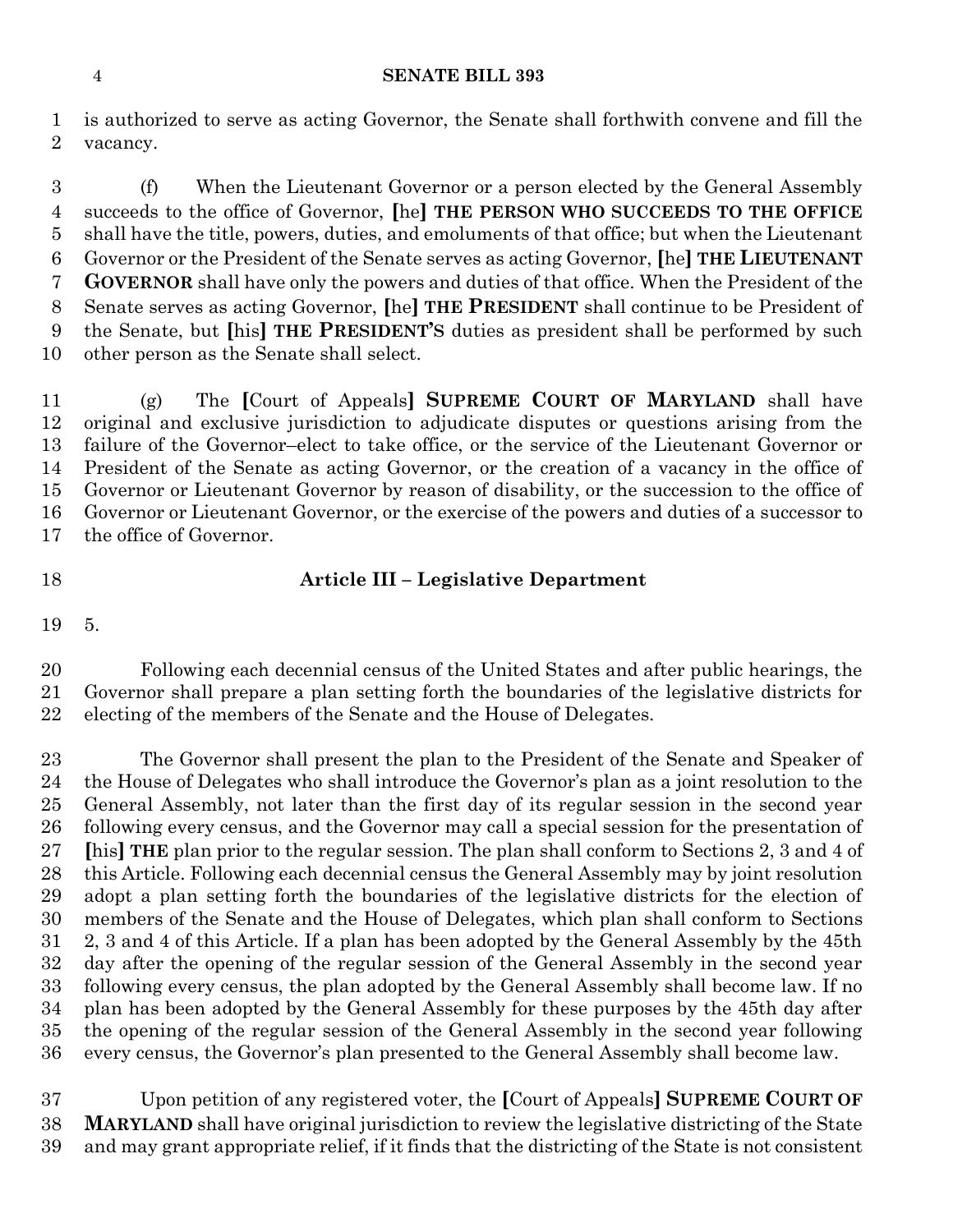is authorized to serve as acting Governor, the Senate shall forthwith convene and fill the vacancy.

(f) When the Lieutenant Governor or a person elected by the General Assembly succeeds to the office of Governor, [he] **THE PERSON WHO SUCCEEDS TO THE OFFICE** shall have the title, powers, duties, and emoluments of that office; but when the Lieutenant Governor or the President of the Senate serves as acting Governor, [he] **THE LIEUTENANT GOVERNOR** shall have only the powers and duties of that office. When the President of the Senate serves as acting Governor, [he] **THE PRESIDENT** shall continue to be President of the Senate, but [his] **THE PRESIDENT'S** duties as president shall be performed by such other person as the Senate shall select.

(g) The [Court of Appeals] **SUPREME COURT OF MARYLAND** shall have original and exclusive jurisdiction to adjudicate disputes or questions arising from the failure of the Governor–elect to take office, or the service of the Lieutenant Governor or President of the Senate as acting Governor, or the creation of a vacancy in the office of Governor or Lieutenant Governor by reason of disability, or the succession to the office of Governor or Lieutenant Governor, or the exercise of the powers and duties of a successor to the office of Governor.

## Article III – Legislative Department

5.

Following each decennial census of the United States and after public hearings, the Governor shall prepare a plan setting forth the boundaries of the legislative districts for electing of the members of the Senate and the House of Delegates.

The Governor shall present the plan to the President of the Senate and Speaker of the House of Delegates who shall introduce the Governor's plan as a joint resolution to the General Assembly, not later than the first day of its regular session in the second year following every census, and the Governor may call a special session for the presentation of [his] **THE** plan prior to the regular session. The plan shall conform to Sections 2, 3 and 4 of this Article. Following each decennial census the General Assembly may by joint resolution adopt a plan setting forth the boundaries of the legislative districts for the election of members of the Senate and the House of Delegates, which plan shall conform to Sections 2, 3 and 4 of this Article. If a plan has been adopted by the General Assembly by the 45th day after the opening of the regular session of the General Assembly in the second year following every census, the plan adopted by the General Assembly shall become law. If no plan has been adopted by the General Assembly for these purposes by the 45th day after the opening of the regular session of the General Assembly in the second year following every census, the Governor's plan presented to the General Assembly shall become law.

Upon petition of any registered voter, the [Court of Appeals] **SUPREME COURT OF MARYLAND** shall have original jurisdiction to review the legislative districting of the State and may grant appropriate relief, if it finds that the districting of the State is not consistent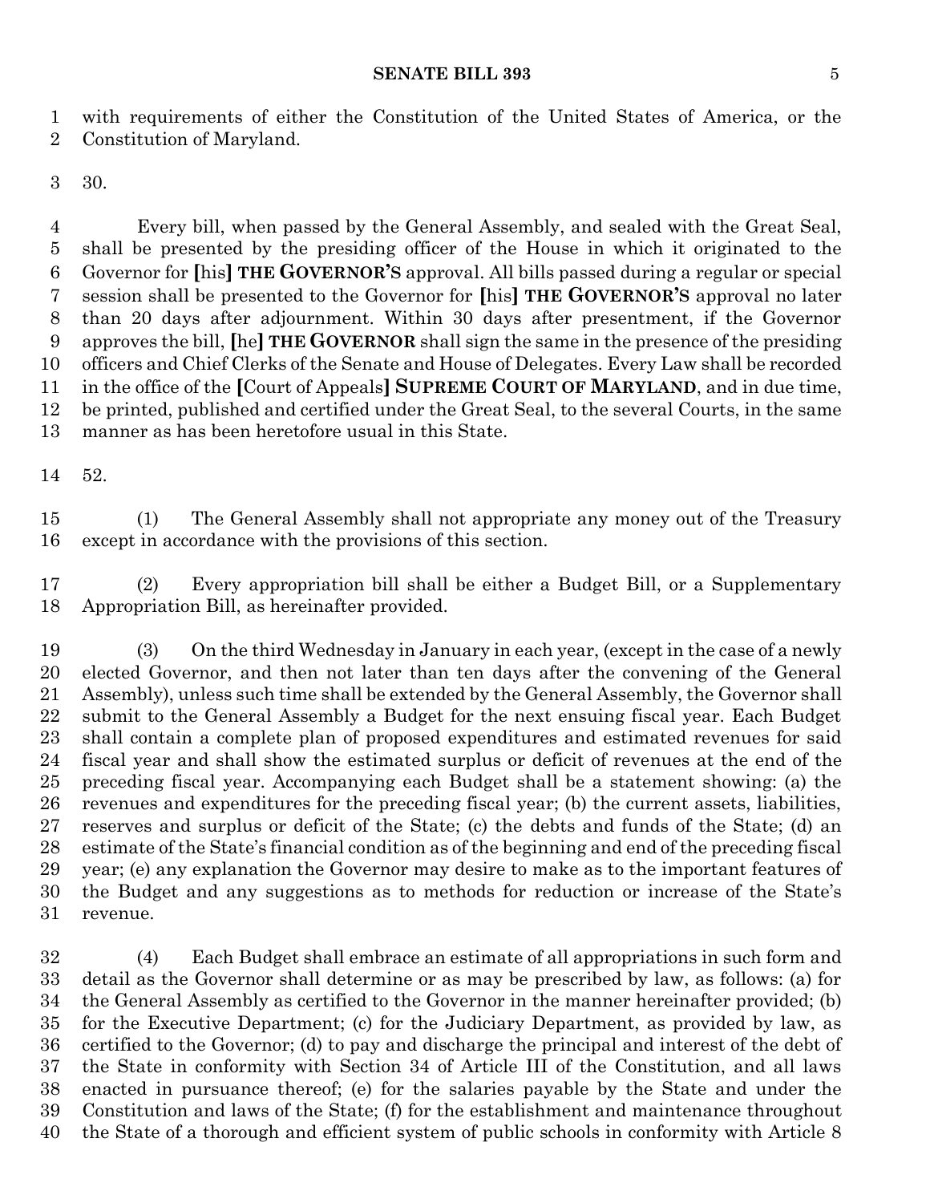with requirements of either the Constitution of the United States of America, or the Constitution of Maryland.

30.

Every bill, when passed by the General Assembly, and sealed with the Great Seal, shall be presented by the presiding officer of the House in which it originated to the Governor for **[**his**]** **THE GOVERNOR'S** approval. All bills passed during a regular or special session shall be presented to the Governor for **[**his**]** **THE GOVERNOR'S** approval no later than 20 days after adjournment. Within 30 days after presentment, if the Governor approves the bill, **[**he**]** **THE GOVERNOR** shall sign the same in the presence of the presiding officers and Chief Clerks of the Senate and House of Delegates. Every Law shall be recorded in the office of the **[**Court of Appeals**]** **SUPREME COURT OF MARYLAND**, and in due time, be printed, published and certified under the Great Seal, to the several Courts, in the same manner as has been heretofore usual in this State.

52.

(1) The General Assembly shall not appropriate any money out of the Treasury except in accordance with the provisions of this section.

(2) Every appropriation bill shall be either a Budget Bill, or a Supplementary Appropriation Bill, as hereinafter provided.

(3) On the third Wednesday in January in each year, (except in the case of a newly elected Governor, and then not later than ten days after the convening of the General Assembly), unless such time shall be extended by the General Assembly, the Governor shall submit to the General Assembly a Budget for the next ensuing fiscal year. Each Budget shall contain a complete plan of proposed expenditures and estimated revenues for said fiscal year and shall show the estimated surplus or deficit of revenues at the end of the preceding fiscal year. Accompanying each Budget shall be a statement showing: (a) the revenues and expenditures for the preceding fiscal year; (b) the current assets, liabilities, reserves and surplus or deficit of the State; (c) the debts and funds of the State; (d) an estimate of the State's financial condition as of the beginning and end of the preceding fiscal year; (e) any explanation the Governor may desire to make as to the important features of the Budget and any suggestions as to methods for reduction or increase of the State's revenue.

(4) Each Budget shall embrace an estimate of all appropriations in such form and detail as the Governor shall determine or as may be prescribed by law, as follows: (a) for the General Assembly as certified to the Governor in the manner hereinafter provided; (b) for the Executive Department; (c) for the Judiciary Department, as provided by law, as certified to the Governor; (d) to pay and discharge the principal and interest of the debt of the State in conformity with Section 34 of Article III of the Constitution, and all laws enacted in pursuance thereof; (e) for the salaries payable by the State and under the Constitution and laws of the State; (f) for the establishment and maintenance throughout the State of a thorough and efficient system of public schools in conformity with Article 8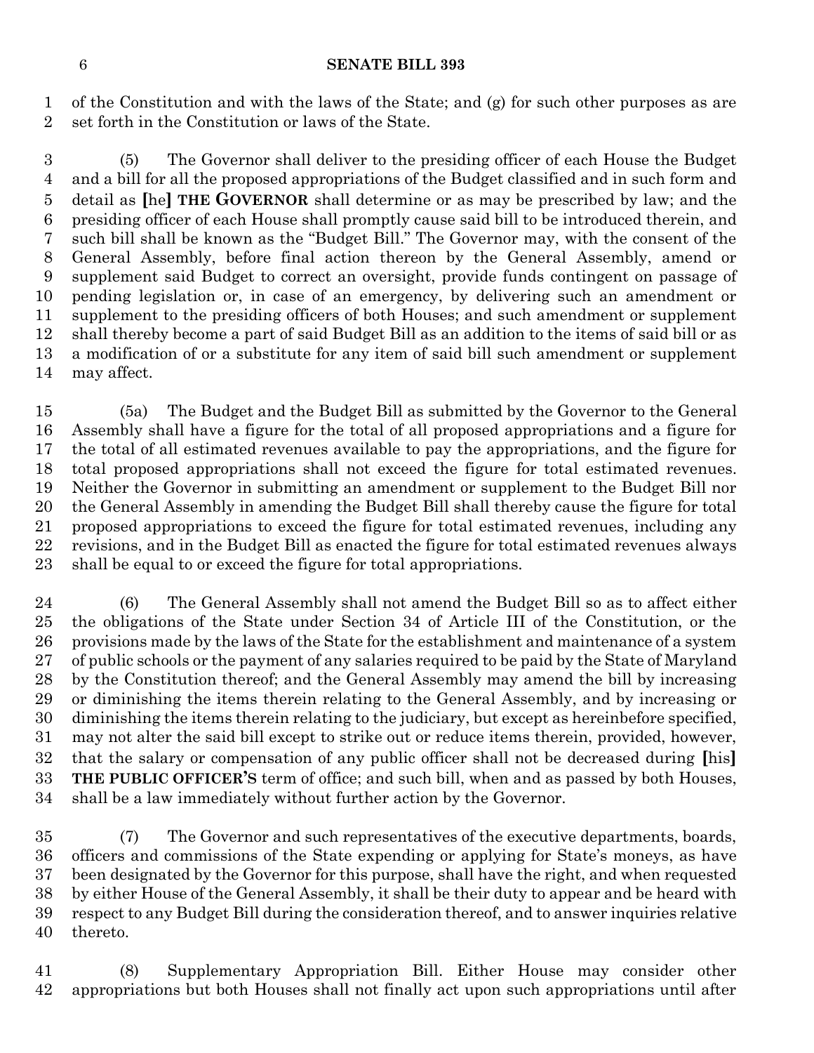of the Constitution and with the laws of the State; and (g) for such other purposes as are set forth in the Constitution or laws of the State.

(5) The Governor shall deliver to the presiding officer of each House the Budget and a bill for all the proposed appropriations of the Budget classified and in such form and detail as [he] **THE GOVERNOR** shall determine or as may be prescribed by law; and the presiding officer of each House shall promptly cause said bill to be introduced therein, and such bill shall be known as the "Budget Bill." The Governor may, with the consent of the General Assembly, before final action thereon by the General Assembly, amend or supplement said Budget to correct an oversight, provide funds contingent on passage of pending legislation or, in case of an emergency, by delivering such an amendment or supplement to the presiding officers of both Houses; and such amendment or supplement shall thereby become a part of said Budget Bill as an addition to the items of said bill or as a modification of or a substitute for any item of said bill such amendment or supplement may affect.

(5a) The Budget and the Budget Bill as submitted by the Governor to the General Assembly shall have a figure for the total of all proposed appropriations and a figure for the total of all estimated revenues available to pay the appropriations, and the figure for total proposed appropriations shall not exceed the figure for total estimated revenues. Neither the Governor in submitting an amendment or supplement to the Budget Bill nor the General Assembly in amending the Budget Bill shall thereby cause the figure for total proposed appropriations to exceed the figure for total estimated revenues, including any revisions, and in the Budget Bill as enacted the figure for total estimated revenues always shall be equal to or exceed the figure for total appropriations.

(6) The General Assembly shall not amend the Budget Bill so as to affect either the obligations of the State under Section 34 of Article III of the Constitution, or the provisions made by the laws of the State for the establishment and maintenance of a system of public schools or the payment of any salaries required to be paid by the State of Maryland by the Constitution thereof; and the General Assembly may amend the bill by increasing or diminishing the items therein relating to the General Assembly, and by increasing or diminishing the items therein relating to the judiciary, but except as hereinbefore specified, may not alter the said bill except to strike out or reduce items therein, provided, however, that the salary or compensation of any public officer shall not be decreased during [his] **THE PUBLIC OFFICER'S** term of office; and such bill, when and as passed by both Houses, shall be a law immediately without further action by the Governor.

(7) The Governor and such representatives of the executive departments, boards, officers and commissions of the State expending or applying for State's moneys, as have been designated by the Governor for this purpose, shall have the right, and when requested by either House of the General Assembly, it shall be their duty to appear and be heard with respect to any Budget Bill during the consideration thereof, and to answer inquiries relative thereto.

(8) Supplementary Appropriation Bill. Either House may consider other appropriations but both Houses shall not finally act upon such appropriations until after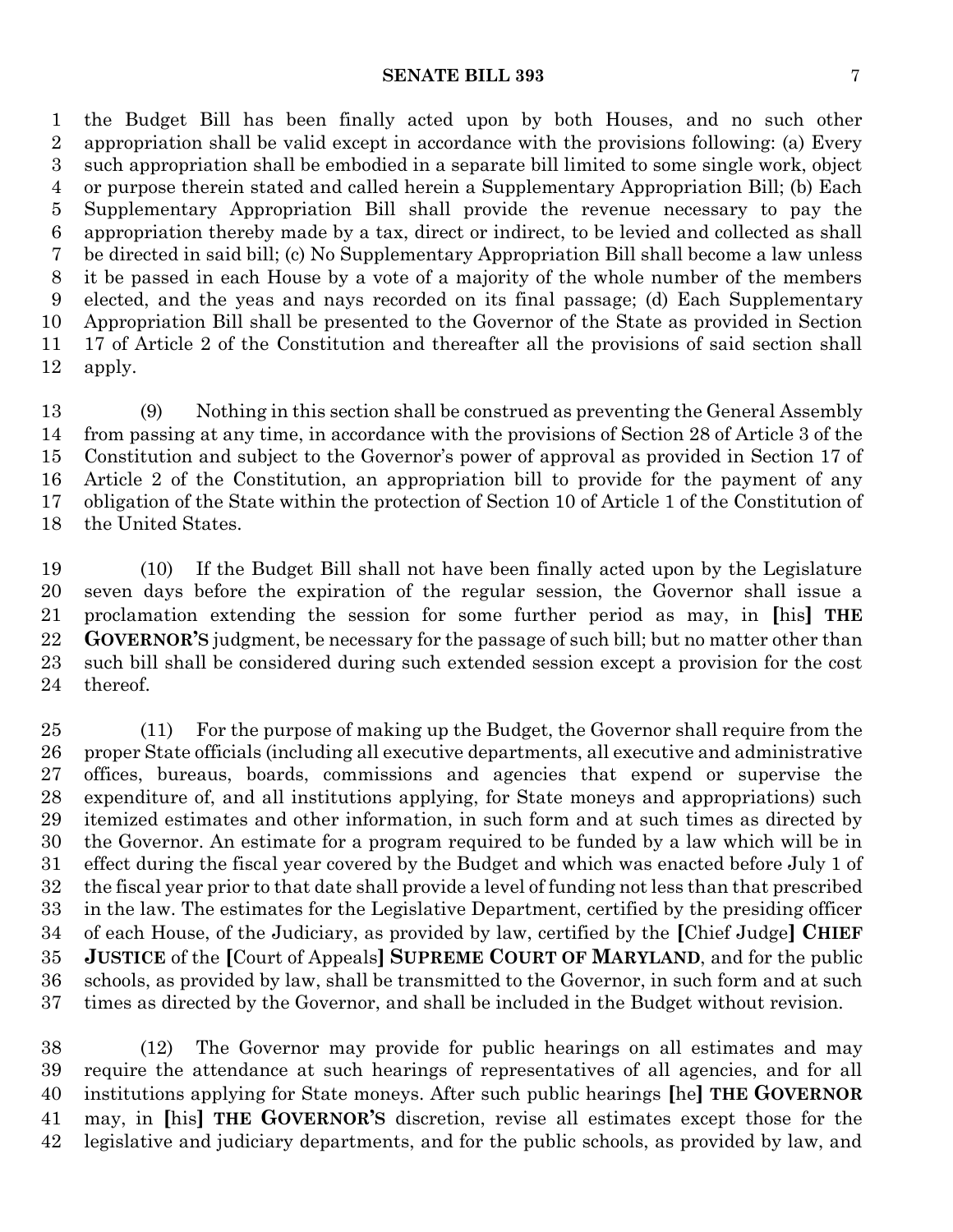the Budget Bill has been finally acted upon by both Houses, and no such other appropriation shall be valid except in accordance with the provisions following: (a) Every such appropriation shall be embodied in a separate bill limited to some single work, object or purpose therein stated and called herein a Supplementary Appropriation Bill; (b) Each Supplementary Appropriation Bill shall provide the revenue necessary to pay the appropriation thereby made by a tax, direct or indirect, to be levied and collected as shall be directed in said bill; (c) No Supplementary Appropriation Bill shall become a law unless it be passed in each House by a vote of a majority of the whole number of the members elected, and the yeas and nays recorded on its final passage; (d) Each Supplementary Appropriation Bill shall be presented to the Governor of the State as provided in Section 17 of Article 2 of the Constitution and thereafter all the provisions of said section shall apply.

(9) Nothing in this section shall be construed as preventing the General Assembly from passing at any time, in accordance with the provisions of Section 28 of Article 3 of the Constitution and subject to the Governor's power of approval as provided in Section 17 of Article 2 of the Constitution, an appropriation bill to provide for the payment of any obligation of the State within the protection of Section 10 of Article 1 of the Constitution of the United States.

(10) If the Budget Bill shall not have been finally acted upon by the Legislature seven days before the expiration of the regular session, the Governor shall issue a proclamation extending the session for some further period as may, in **[**his**]** **THE GOVERNOR'S** judgment, be necessary for the passage of such bill; but no matter other than such bill shall be considered during such extended session except a provision for the cost thereof.

(11) For the purpose of making up the Budget, the Governor shall require from the proper State officials (including all executive departments, all executive and administrative offices, bureaus, boards, commissions and agencies that expend or supervise the expenditure of, and all institutions applying, for State moneys and appropriations) such itemized estimates and other information, in such form and at such times as directed by the Governor. An estimate for a program required to be funded by a law which will be in effect during the fiscal year covered by the Budget and which was enacted before July 1 of the fiscal year prior to that date shall provide a level of funding not less than that prescribed in the law. The estimates for the Legislative Department, certified by the presiding officer of each House, of the Judiciary, as provided by law, certified by the **[**Chief Judge**]** **CHIEF JUSTICE** of the **[**Court of Appeals**]** **SUPREME COURT OF MARYLAND**, and for the public schools, as provided by law, shall be transmitted to the Governor, in such form and at such times as directed by the Governor, and shall be included in the Budget without revision.

(12) The Governor may provide for public hearings on all estimates and may require the attendance at such hearings of representatives of all agencies, and for all institutions applying for State moneys. After such public hearings **[**he**]** **THE GOVERNOR** may, in **[**his**]** **THE GOVERNOR'S** discretion, revise all estimates except those for the legislative and judiciary departments, and for the public schools, as provided by law, and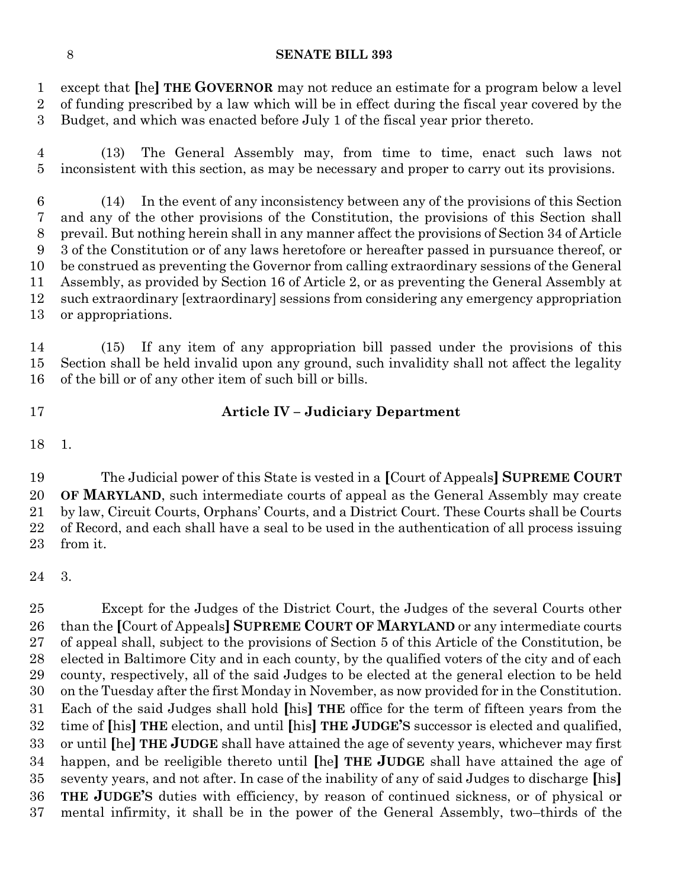except that [he] **THE GOVERNOR** may not reduce an estimate for a program below a level of funding prescribed by a law which will be in effect during the fiscal year covered by the Budget, and which was enacted before July 1 of the fiscal year prior thereto.

(13) The General Assembly may, from time to time, enact such laws not inconsistent with this section, as may be necessary and proper to carry out its provisions.

(14) In the event of any inconsistency between any of the provisions of this Section and any of the other provisions of the Constitution, the provisions of this Section shall prevail. But nothing herein shall in any manner affect the provisions of Section 34 of Article 3 of the Constitution or of any laws heretofore or hereafter passed in pursuance thereof, or be construed as preventing the Governor from calling extraordinary sessions of the General Assembly, as provided by Section 16 of Article 2, or as preventing the General Assembly at such extraordinary [extraordinary] sessions from considering any emergency appropriation or appropriations.

(15) If any item of any appropriation bill passed under the provisions of this Section shall be held invalid upon any ground, such invalidity shall not affect the legality of the bill or of any other item of such bill or bills.

## Article IV – Judiciary Department

1.

The Judicial power of this State is vested in a [Court of Appeals] **SUPREME COURT OF MARYLAND**, such intermediate courts of appeal as the General Assembly may create by law, Circuit Courts, Orphans' Courts, and a District Court. These Courts shall be Courts of Record, and each shall have a seal to be used in the authentication of all process issuing from it.

3.

Except for the Judges of the District Court, the Judges of the several Courts other than the [Court of Appeals] **SUPREME COURT OF MARYLAND** or any intermediate courts of appeal shall, subject to the provisions of Section 5 of this Article of the Constitution, be elected in Baltimore City and in each county, by the qualified voters of the city and of each county, respectively, all of the said Judges to be elected at the general election to be held on the Tuesday after the first Monday in November, as now provided for in the Constitution. Each of the said Judges shall hold [his] **THE** office for the term of fifteen years from the time of [his] **THE** election, and until [his] **THE JUDGE'S** successor is elected and qualified, or until [he] **THE JUDGE** shall have attained the age of seventy years, whichever may first happen, and be reeligible thereto until [he] **THE JUDGE** shall have attained the age of seventy years, and not after. In case of the inability of any of said Judges to discharge [his] **THE JUDGE'S** duties with efficiency, by reason of continued sickness, or of physical or mental infirmity, it shall be in the power of the General Assembly, two–thirds of the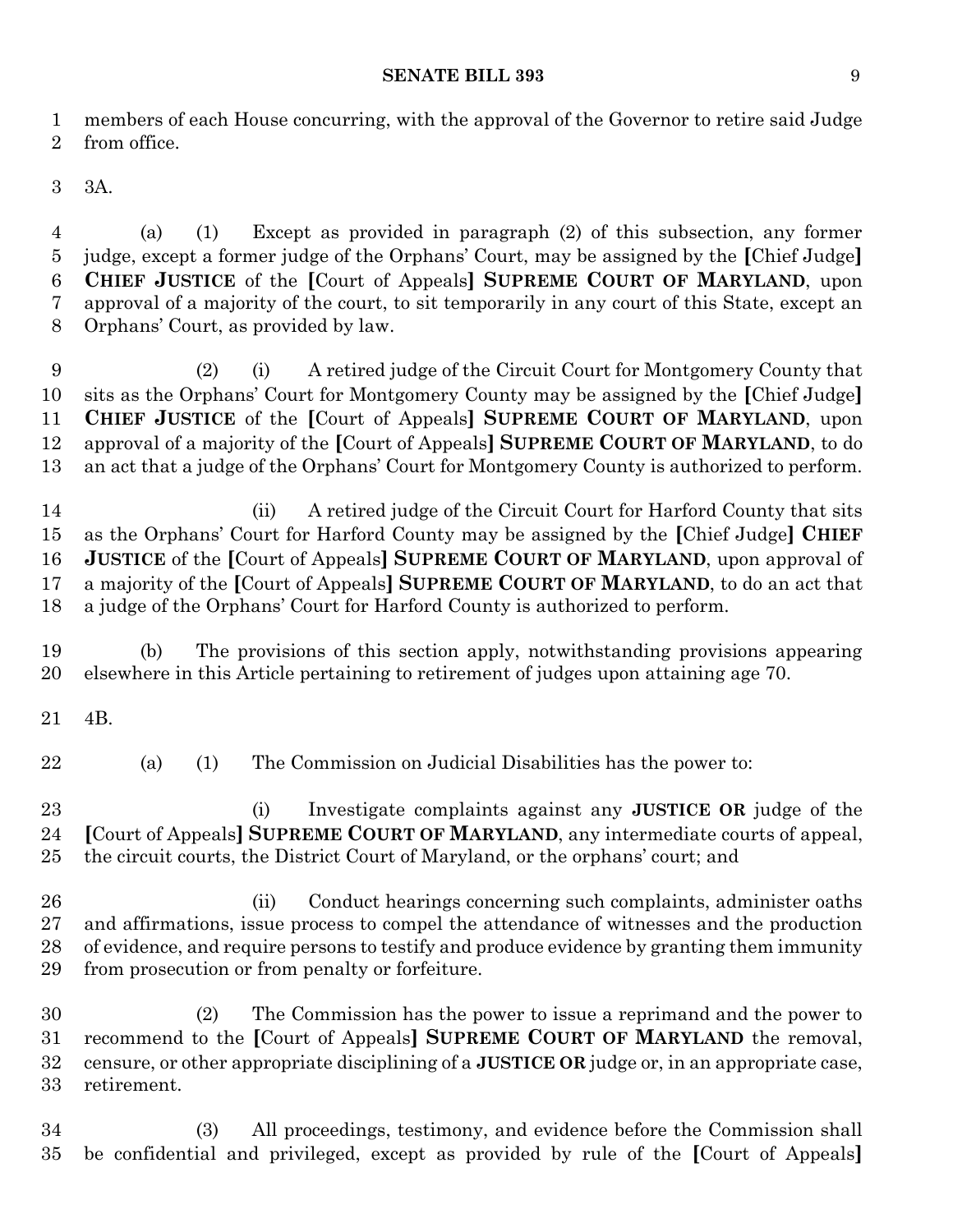members of each House concurring, with the approval of the Governor to retire said Judge from office.

3A.

(a) (1) Except as provided in paragraph (2) of this subsection, any former judge, except a former judge of the Orphans' Court, may be assigned by the [Chief Judge] **CHIEF JUSTICE** of the [Court of Appeals] **SUPREME COURT OF MARYLAND**, upon approval of a majority of the court, to sit temporarily in any court of this State, except an Orphans' Court, as provided by law.

(2) (i) A retired judge of the Circuit Court for Montgomery County that sits as the Orphans' Court for Montgomery County may be assigned by the [Chief Judge] **CHIEF JUSTICE** of the [Court of Appeals] **SUPREME COURT OF MARYLAND**, upon approval of a majority of the [Court of Appeals] **SUPREME COURT OF MARYLAND**, to do an act that a judge of the Orphans' Court for Montgomery County is authorized to perform.

(ii) A retired judge of the Circuit Court for Harford County that sits as the Orphans' Court for Harford County may be assigned by the [Chief Judge] **CHIEF JUSTICE** of the [Court of Appeals] **SUPREME COURT OF MARYLAND**, upon approval of a majority of the [Court of Appeals] **SUPREME COURT OF MARYLAND**, to do an act that a judge of the Orphans' Court for Harford County is authorized to perform.

(b) The provisions of this section apply, notwithstanding provisions appearing elsewhere in this Article pertaining to retirement of judges upon attaining age 70.

4B.

(a) (1) The Commission on Judicial Disabilities has the power to:

(i) Investigate complaints against any **JUSTICE OR** judge of the [Court of Appeals] **SUPREME COURT OF MARYLAND**, any intermediate courts of appeal, the circuit courts, the District Court of Maryland, or the orphans' court; and

(ii) Conduct hearings concerning such complaints, administer oaths and affirmations, issue process to compel the attendance of witnesses and the production of evidence, and require persons to testify and produce evidence by granting them immunity from prosecution or from penalty or forfeiture.

(2) The Commission has the power to issue a reprimand and the power to recommend to the [Court of Appeals] **SUPREME COURT OF MARYLAND** the removal, censure, or other appropriate disciplining of a **JUSTICE OR** judge or, in an appropriate case, retirement.

(3) All proceedings, testimony, and evidence before the Commission shall be confidential and privileged, except as provided by rule of the [Court of Appeals]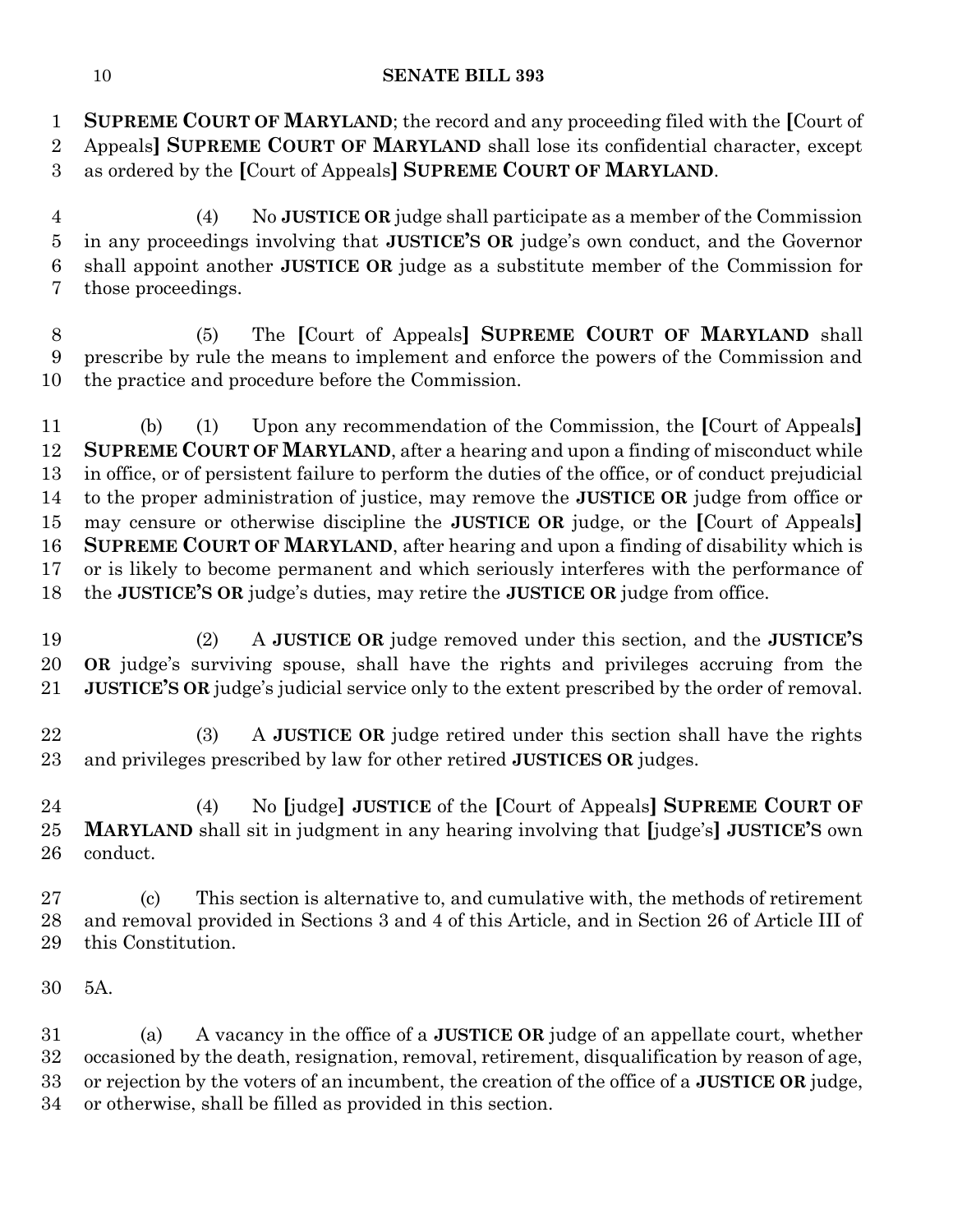**SUPREME COURT OF MARYLAND**; the record and any proceeding filed with the [Court of Appeals] **SUPREME COURT OF MARYLAND** shall lose its confidential character, except as ordered by the [Court of Appeals] **SUPREME COURT OF MARYLAND**.

(4) No **JUSTICE OR** judge shall participate as a member of the Commission in any proceedings involving that **JUSTICE'S OR** judge's own conduct, and the Governor shall appoint another **JUSTICE OR** judge as a substitute member of the Commission for those proceedings.

(5) The [Court of Appeals] **SUPREME COURT OF MARYLAND** shall prescribe by rule the means to implement and enforce the powers of the Commission and the practice and procedure before the Commission.

(b) (1) Upon any recommendation of the Commission, the [Court of Appeals] **SUPREME COURT OF MARYLAND**, after a hearing and upon a finding of misconduct while in office, or of persistent failure to perform the duties of the office, or of conduct prejudicial to the proper administration of justice, may remove the **JUSTICE OR** judge from office or may censure or otherwise discipline the **JUSTICE OR** judge, or the [Court of Appeals] **SUPREME COURT OF MARYLAND**, after hearing and upon a finding of disability which is or is likely to become permanent and which seriously interferes with the performance of the **JUSTICE'S OR** judge's duties, may retire the **JUSTICE OR** judge from office.

(2) A **JUSTICE OR** judge removed under this section, and the **JUSTICE'S OR** judge's surviving spouse, shall have the rights and privileges accruing from the **JUSTICE'S OR** judge's judicial service only to the extent prescribed by the order of removal.

(3) A **JUSTICE OR** judge retired under this section shall have the rights and privileges prescribed by law for other retired **JUSTICES OR** judges.

(4) No [judge] **JUSTICE** of the [Court of Appeals] **SUPREME COURT OF MARYLAND** shall sit in judgment in any hearing involving that [judge's] **JUSTICE'S** own conduct.

(c) This section is alternative to, and cumulative with, the methods of retirement and removal provided in Sections 3 and 4 of this Article, and in Section 26 of Article III of this Constitution.

5A.

(a) A vacancy in the office of a **JUSTICE OR** judge of an appellate court, whether occasioned by the death, resignation, removal, retirement, disqualification by reason of age, or rejection by the voters of an incumbent, the creation of the office of a **JUSTICE OR** judge, or otherwise, shall be filled as provided in this section.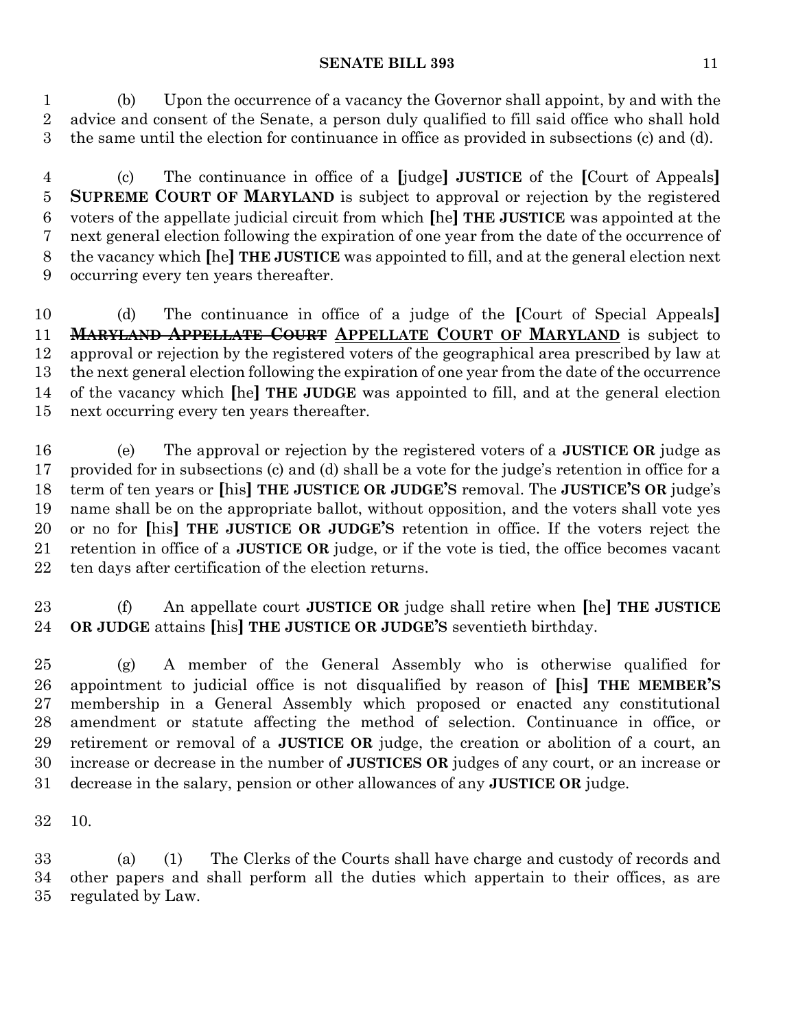(b) Upon the occurrence of a vacancy the Governor shall appoint, by and with the advice and consent of the Senate, a person duly qualified to fill said office who shall hold the same until the election for continuance in office as provided in subsections (c) and (d).

(c) The continuance in office of a [judge] **JUSTICE** of the [Court of Appeals] **SUPREME COURT OF MARYLAND** is subject to approval or rejection by the registered voters of the appellate judicial circuit from which [he] **THE JUSTICE** was appointed at the next general election following the expiration of one year from the date of the occurrence of the vacancy which [he] **THE JUSTICE** was appointed to fill, and at the general election next occurring every ten years thereafter.

(d) The continuance in office of a judge of the [Court of Special Appeals] ~~**MARYLAND APPELLATE COURT**~~ <u>**APPELLATE COURT OF MARYLAND**</u> is subject to approval or rejection by the registered voters of the geographical area prescribed by law at the next general election following the expiration of one year from the date of the occurrence of the vacancy which [he] **THE JUDGE** was appointed to fill, and at the general election next occurring every ten years thereafter.

(e) The approval or rejection by the registered voters of a **JUSTICE OR** judge as provided for in subsections (c) and (d) shall be a vote for the judge's retention in office for a term of ten years or [his] **THE JUSTICE OR JUDGE'S** removal. The **JUSTICE'S OR** judge's name shall be on the appropriate ballot, without opposition, and the voters shall vote yes or no for [his] **THE JUSTICE OR JUDGE'S** retention in office. If the voters reject the retention in office of a **JUSTICE OR** judge, or if the vote is tied, the office becomes vacant ten days after certification of the election returns.

(f) An appellate court **JUSTICE OR** judge shall retire when [he] **THE JUSTICE OR JUDGE** attains [his] **THE JUSTICE OR JUDGE'S** seventieth birthday.

(g) A member of the General Assembly who is otherwise qualified for appointment to judicial office is not disqualified by reason of [his] **THE MEMBER'S** membership in a General Assembly which proposed or enacted any constitutional amendment or statute affecting the method of selection. Continuance in office, or retirement or removal of a **JUSTICE OR** judge, the creation or abolition of a court, an increase or decrease in the number of **JUSTICES OR** judges of any court, or an increase or decrease in the salary, pension or other allowances of any **JUSTICE OR** judge.

10.

(a) (1) The Clerks of the Courts shall have charge and custody of records and other papers and shall perform all the duties which appertain to their offices, as are regulated by Law.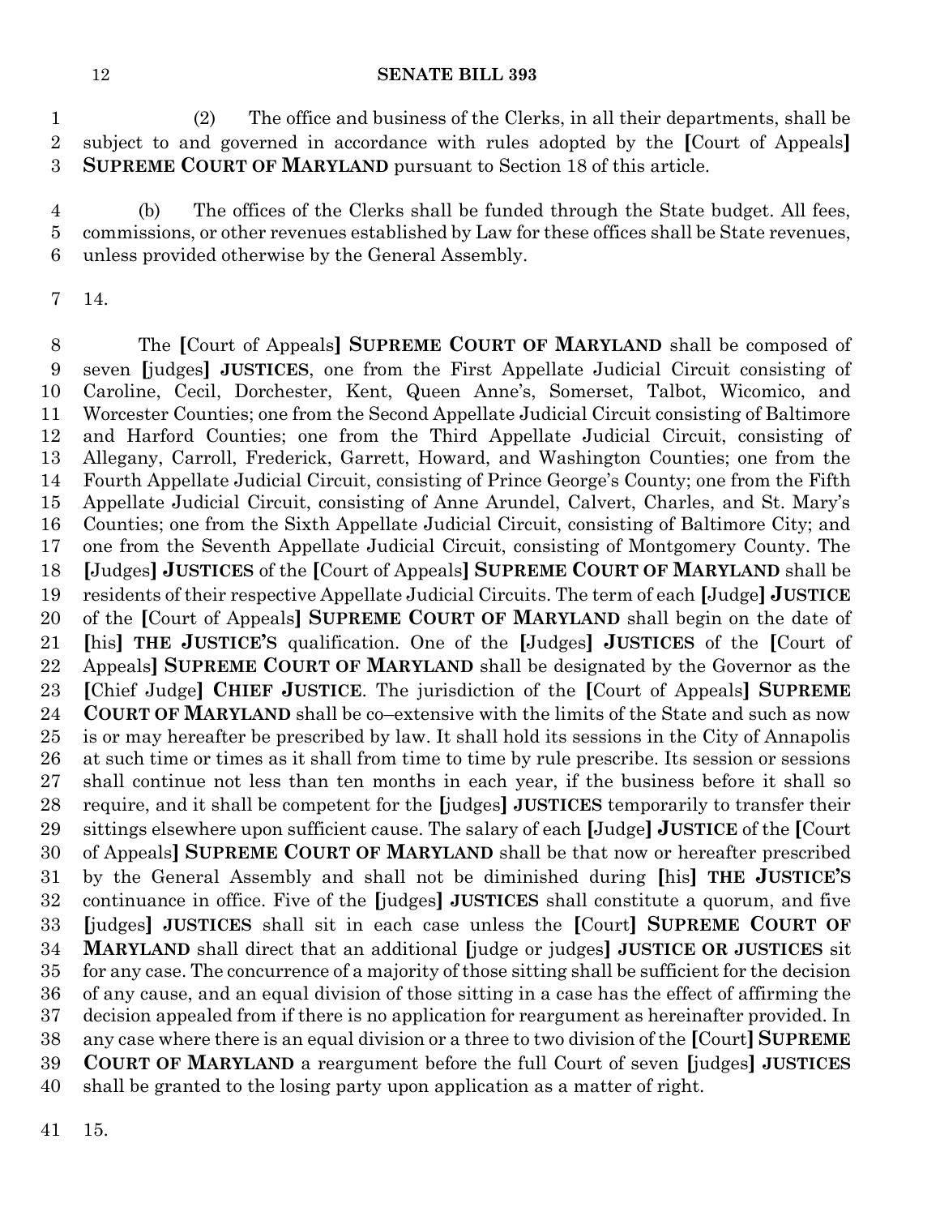(2) The office and business of the Clerks, in all their departments, shall be subject to and governed in accordance with rules adopted by the **[**Court of Appeals**]** **SUPREME COURT OF MARYLAND** pursuant to Section 18 of this article.

(b) The offices of the Clerks shall be funded through the State budget. All fees, commissions, or other revenues established by Law for these offices shall be State revenues, unless provided otherwise by the General Assembly.

14.

The **[**Court of Appeals**]** **SUPREME COURT OF MARYLAND** shall be composed of seven **[**judges**]** **JUSTICES**, one from the First Appellate Judicial Circuit consisting of Caroline, Cecil, Dorchester, Kent, Queen Anne's, Somerset, Talbot, Wicomico, and Worcester Counties; one from the Second Appellate Judicial Circuit consisting of Baltimore and Harford Counties; one from the Third Appellate Judicial Circuit, consisting of Allegany, Carroll, Frederick, Garrett, Howard, and Washington Counties; one from the Fourth Appellate Judicial Circuit, consisting of Prince George's County; one from the Fifth Appellate Judicial Circuit, consisting of Anne Arundel, Calvert, Charles, and St. Mary's Counties; one from the Sixth Appellate Judicial Circuit, consisting of Baltimore City; and one from the Seventh Appellate Judicial Circuit, consisting of Montgomery County. The **[**Judges**]** **JUSTICES** of the **[**Court of Appeals**]** **SUPREME COURT OF MARYLAND** shall be residents of their respective Appellate Judicial Circuits. The term of each **[**Judge**]** **JUSTICE** of the **[**Court of Appeals**]** **SUPREME COURT OF MARYLAND** shall begin on the date of **[**his**]** **THE JUSTICE'S** qualification. One of the **[**Judges**]** **JUSTICES** of the **[**Court of Appeals**]** **SUPREME COURT OF MARYLAND** shall be designated by the Governor as the **[**Chief Judge**]** **CHIEF JUSTICE**. The jurisdiction of the **[**Court of Appeals**]** **SUPREME COURT OF MARYLAND** shall be co–extensive with the limits of the State and such as now is or may hereafter be prescribed by law. It shall hold its sessions in the City of Annapolis at such time or times as it shall from time to time by rule prescribe. Its session or sessions shall continue not less than ten months in each year, if the business before it shall so require, and it shall be competent for the **[**judges**]** **JUSTICES** temporarily to transfer their sittings elsewhere upon sufficient cause. The salary of each **[**Judge**]** **JUSTICE** of the **[**Court of Appeals**]** **SUPREME COURT OF MARYLAND** shall be that now or hereafter prescribed by the General Assembly and shall not be diminished during **[**his**]** **THE JUSTICE'S** continuance in office. Five of the **[**judges**]** **JUSTICES** shall constitute a quorum, and five **[**judges**]** **JUSTICES** shall sit in each case unless the **[**Court**]** **SUPREME COURT OF MARYLAND** shall direct that an additional **[**judge or judges**]** **JUSTICE OR JUSTICES** sit for any case. The concurrence of a majority of those sitting shall be sufficient for the decision of any cause, and an equal division of those sitting in a case has the effect of affirming the decision appealed from if there is no application for reargument as hereinafter provided. In any case where there is an equal division or a three to two division of the **[**Court**]** **SUPREME COURT OF MARYLAND** a reargument before the full Court of seven **[**judges**]** **JUSTICES** shall be granted to the losing party upon application as a matter of right.

15.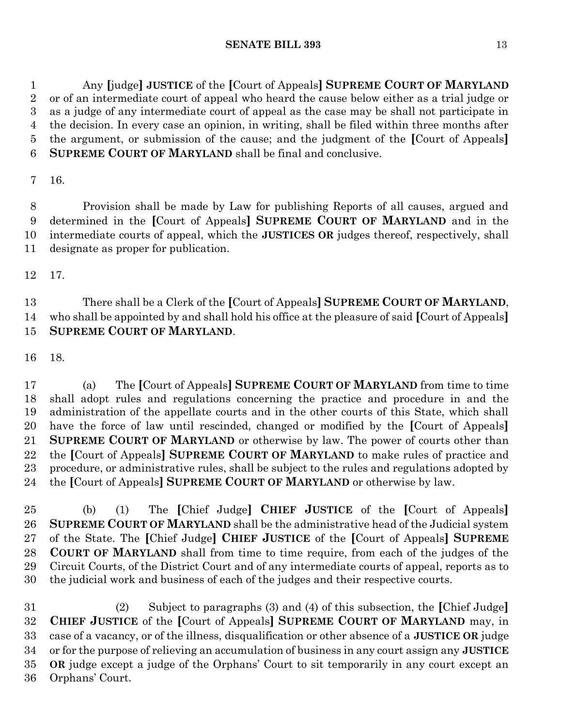Any [judge] **JUSTICE** of the [Court of Appeals] **SUPREME COURT OF MARYLAND** or of an intermediate court of appeal who heard the cause below either as a trial judge or as a judge of any intermediate court of appeal as the case may be shall not participate in the decision. In every case an opinion, in writing, shall be filed within three months after the argument, or submission of the cause; and the judgment of the [Court of Appeals] **SUPREME COURT OF MARYLAND** shall be final and conclusive.

16.

Provision shall be made by Law for publishing Reports of all causes, argued and determined in the [Court of Appeals] **SUPREME COURT OF MARYLAND** and in the intermediate courts of appeal, which the **JUSTICES OR** judges thereof, respectively, shall designate as proper for publication.

17.

There shall be a Clerk of the [Court of Appeals] **SUPREME COURT OF MARYLAND**, who shall be appointed by and shall hold his office at the pleasure of said [Court of Appeals] **SUPREME COURT OF MARYLAND**.

18.

(a) The [Court of Appeals] **SUPREME COURT OF MARYLAND** from time to time shall adopt rules and regulations concerning the practice and procedure in and the administration of the appellate courts and in the other courts of this State, which shall have the force of law until rescinded, changed or modified by the [Court of Appeals] **SUPREME COURT OF MARYLAND** or otherwise by law. The power of courts other than the [Court of Appeals] **SUPREME COURT OF MARYLAND** to make rules of practice and procedure, or administrative rules, shall be subject to the rules and regulations adopted by the [Court of Appeals] **SUPREME COURT OF MARYLAND** or otherwise by law.

(b) (1) The [Chief Judge] **CHIEF JUSTICE** of the [Court of Appeals] **SUPREME COURT OF MARYLAND** shall be the administrative head of the Judicial system of the State. The [Chief Judge] **CHIEF JUSTICE** of the [Court of Appeals] **SUPREME COURT OF MARYLAND** shall from time to time require, from each of the judges of the Circuit Courts, of the District Court and of any intermediate courts of appeal, reports as to the judicial work and business of each of the judges and their respective courts.

(2) Subject to paragraphs (3) and (4) of this subsection, the [Chief Judge] **CHIEF JUSTICE** of the [Court of Appeals] **SUPREME COURT OF MARYLAND** may, in case of a vacancy, or of the illness, disqualification or other absence of a **JUSTICE OR** judge or for the purpose of relieving an accumulation of business in any court assign any **JUSTICE OR** judge except a judge of the Orphans' Court to sit temporarily in any court except an Orphans' Court.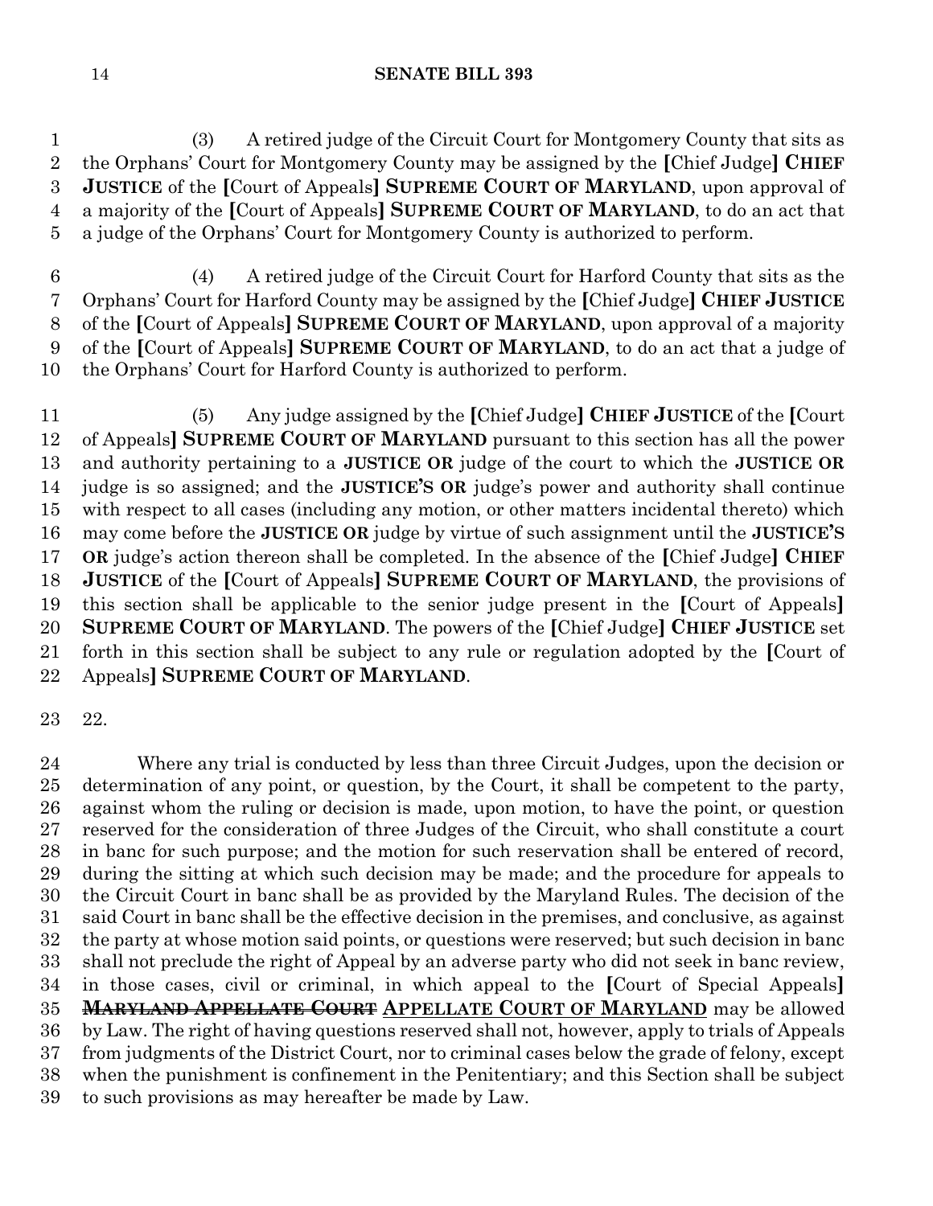(3) A retired judge of the Circuit Court for Montgomery County that sits as the Orphans' Court for Montgomery County may be assigned by the [Chief Judge] **CHIEF JUSTICE** of the [Court of Appeals] **SUPREME COURT OF MARYLAND**, upon approval of a majority of the [Court of Appeals] **SUPREME COURT OF MARYLAND**, to do an act that a judge of the Orphans' Court for Montgomery County is authorized to perform.

(4) A retired judge of the Circuit Court for Harford County that sits as the Orphans' Court for Harford County may be assigned by the [Chief Judge] **CHIEF JUSTICE** of the [Court of Appeals] **SUPREME COURT OF MARYLAND**, upon approval of a majority of the [Court of Appeals] **SUPREME COURT OF MARYLAND**, to do an act that a judge of the Orphans' Court for Harford County is authorized to perform.

(5) Any judge assigned by the [Chief Judge] **CHIEF JUSTICE** of the [Court of Appeals] **SUPREME COURT OF MARYLAND** pursuant to this section has all the power and authority pertaining to a **JUSTICE OR** judge of the court to which the **JUSTICE OR** judge is so assigned; and the **JUSTICE'S OR** judge's power and authority shall continue with respect to all cases (including any motion, or other matters incidental thereto) which may come before the **JUSTICE OR** judge by virtue of such assignment until the **JUSTICE'S OR** judge's action thereon shall be completed. In the absence of the [Chief Judge] **CHIEF JUSTICE** of the [Court of Appeals] **SUPREME COURT OF MARYLAND**, the provisions of this section shall be applicable to the senior judge present in the [Court of Appeals] **SUPREME COURT OF MARYLAND**. The powers of the [Chief Judge] **CHIEF JUSTICE** set forth in this section shall be subject to any rule or regulation adopted by the [Court of Appeals] **SUPREME COURT OF MARYLAND**.

22.

Where any trial is conducted by less than three Circuit Judges, upon the decision or determination of any point, or question, by the Court, it shall be competent to the party, against whom the ruling or decision is made, upon motion, to have the point, or question reserved for the consideration of three Judges of the Circuit, who shall constitute a court in banc for such purpose; and the motion for such reservation shall be entered of record, during the sitting at which such decision may be made; and the procedure for appeals to the Circuit Court in banc shall be as provided by the Maryland Rules. The decision of the said Court in banc shall be the effective decision in the premises, and conclusive, as against the party at whose motion said points, or questions were reserved; but such decision in banc shall not preclude the right of Appeal by an adverse party who did not seek in banc review, in those cases, civil or criminal, in which appeal to the [Court of Special Appeals] ~~**MARYLAND APPELLATE COURT**~~ <u>**APPELLATE COURT OF MARYLAND**</u> may be allowed by Law. The right of having questions reserved shall not, however, apply to trials of Appeals from judgments of the District Court, nor to criminal cases below the grade of felony, except when the punishment is confinement in the Penitentiary; and this Section shall be subject to such provisions as may hereafter be made by Law.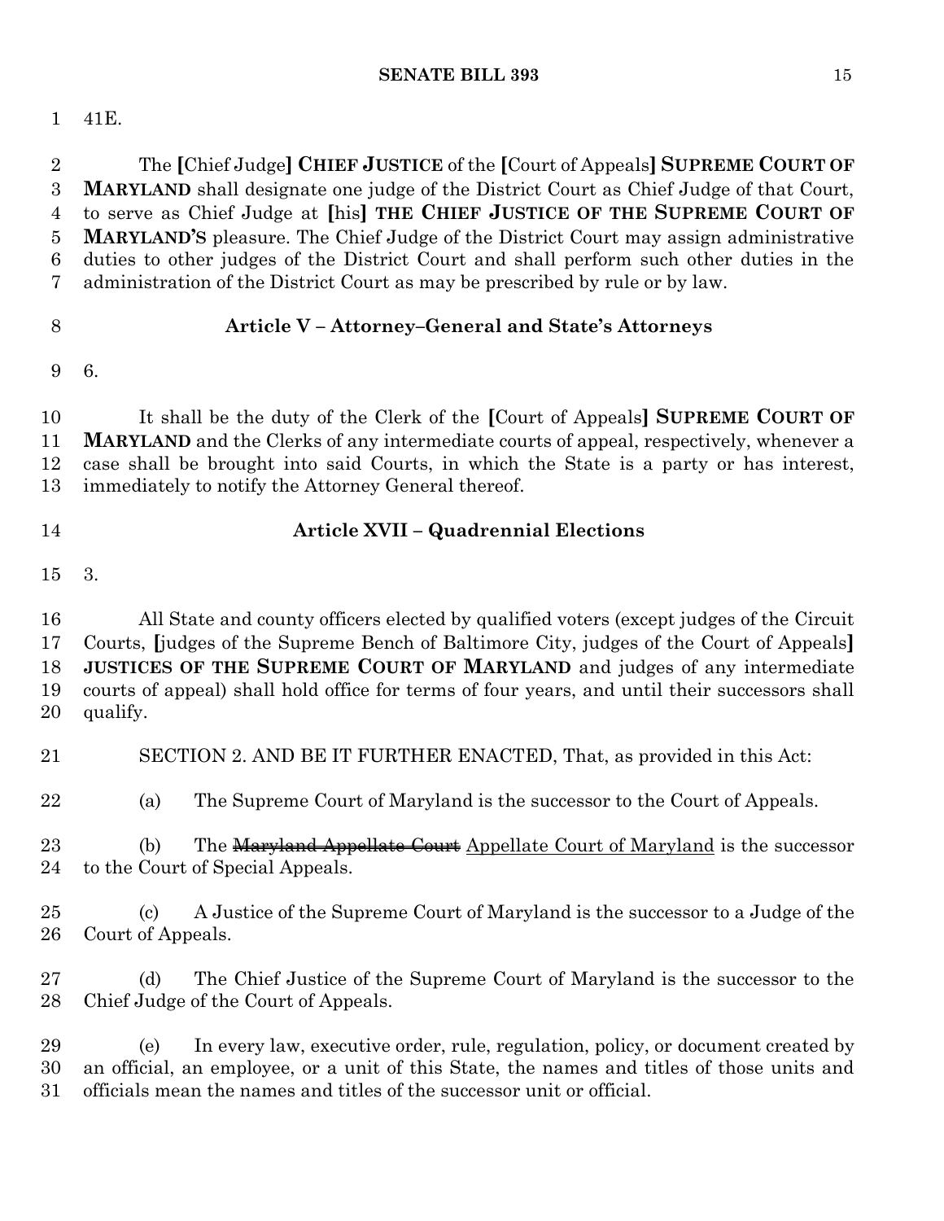41E.

The [Chief Judge] **CHIEF JUSTICE** of the [Court of Appeals] **SUPREME COURT OF MARYLAND** shall designate one judge of the District Court as Chief Judge of that Court, to serve as Chief Judge at [his] **THE CHIEF JUSTICE OF THE SUPREME COURT OF MARYLAND'S** pleasure. The Chief Judge of the District Court may assign administrative duties to other judges of the District Court and shall perform such other duties in the administration of the District Court as may be prescribed by rule or by law.

**Article V – Attorney–General and State's Attorneys**

6.

It shall be the duty of the Clerk of the [Court of Appeals] **SUPREME COURT OF MARYLAND** and the Clerks of any intermediate courts of appeal, respectively, whenever a case shall be brought into said Courts, in which the State is a party or has interest, immediately to notify the Attorney General thereof.

**Article XVII – Quadrennial Elections**

3.

All State and county officers elected by qualified voters (except judges of the Circuit Courts, [judges of the Supreme Bench of Baltimore City, judges of the Court of Appeals] **JUSTICES OF THE SUPREME COURT OF MARYLAND** and judges of any intermediate courts of appeal) shall hold office for terms of four years, and until their successors shall qualify.

SECTION 2. AND BE IT FURTHER ENACTED, That, as provided in this Act:

(a) The Supreme Court of Maryland is the successor to the Court of Appeals.

(b) The ~~Maryland Appellate Court~~ Appellate Court of Maryland is the successor to the Court of Special Appeals.

(c) A Justice of the Supreme Court of Maryland is the successor to a Judge of the Court of Appeals.

(d) The Chief Justice of the Supreme Court of Maryland is the successor to the Chief Judge of the Court of Appeals.

(e) In every law, executive order, rule, regulation, policy, or document created by an official, an employee, or a unit of this State, the names and titles of those units and officials mean the names and titles of the successor unit or official.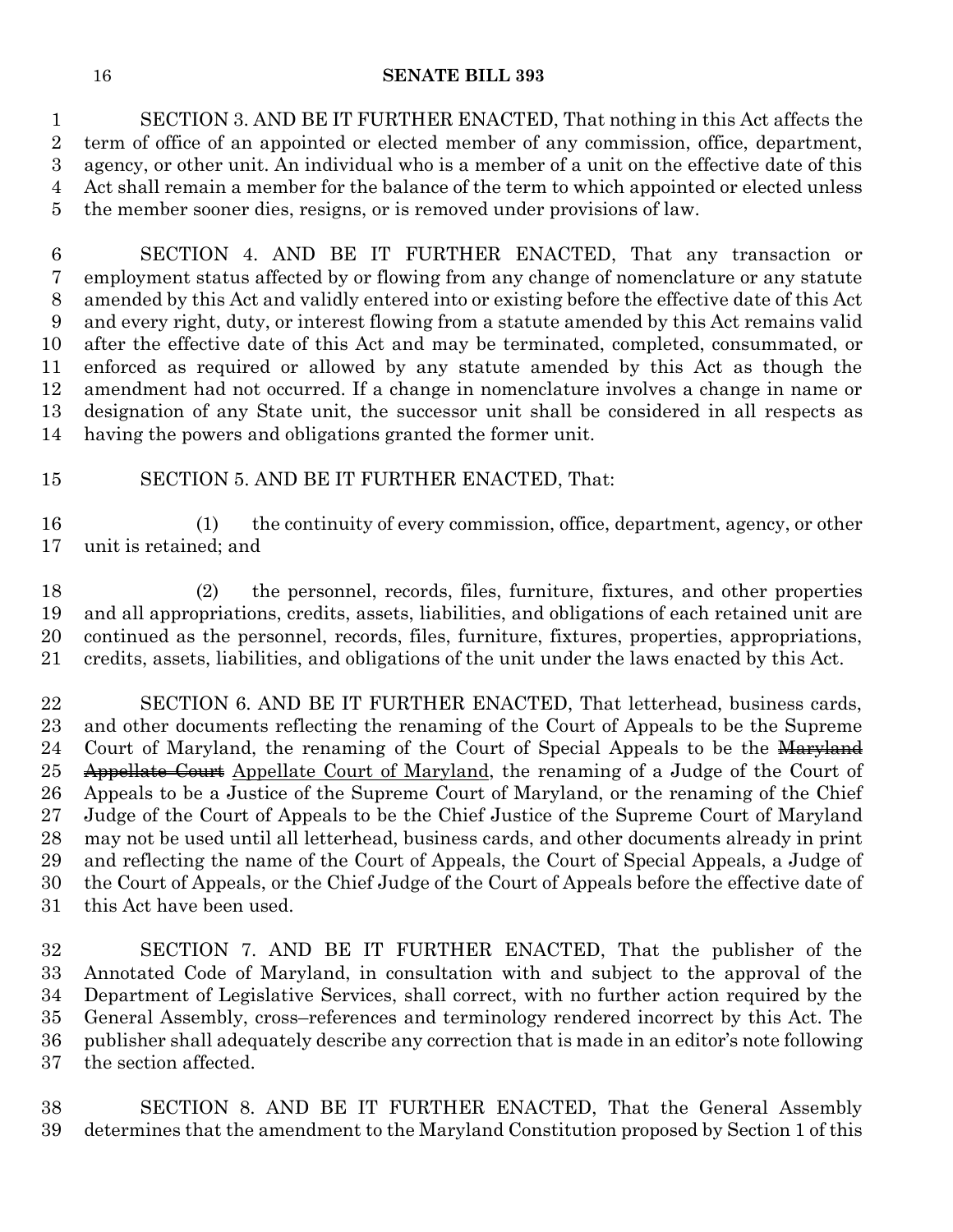SECTION 3. AND BE IT FURTHER ENACTED, That nothing in this Act affects the term of office of an appointed or elected member of any commission, office, department, agency, or other unit. An individual who is a member of a unit on the effective date of this Act shall remain a member for the balance of the term to which appointed or elected unless the member sooner dies, resigns, or is removed under provisions of law.

SECTION 4. AND BE IT FURTHER ENACTED, That any transaction or employment status affected by or flowing from any change of nomenclature or any statute amended by this Act and validly entered into or existing before the effective date of this Act and every right, duty, or interest flowing from a statute amended by this Act remains valid after the effective date of this Act and may be terminated, completed, consummated, or enforced as required or allowed by any statute amended by this Act as though the amendment had not occurred. If a change in nomenclature involves a change in name or designation of any State unit, the successor unit shall be considered in all respects as having the powers and obligations granted the former unit.

SECTION 5. AND BE IT FURTHER ENACTED, That:

(1) the continuity of every commission, office, department, agency, or other unit is retained; and

(2) the personnel, records, files, furniture, fixtures, and other properties and all appropriations, credits, assets, liabilities, and obligations of each retained unit are continued as the personnel, records, files, furniture, fixtures, properties, appropriations, credits, assets, liabilities, and obligations of the unit under the laws enacted by this Act.

SECTION 6. AND BE IT FURTHER ENACTED, That letterhead, business cards, and other documents reflecting the renaming of the Court of Appeals to be the Supreme Court of Maryland, the renaming of the Court of Special Appeals to be the ~~Maryland Appellate Court~~ Appellate Court of Maryland, the renaming of a Judge of the Court of Appeals to be a Justice of the Supreme Court of Maryland, or the renaming of the Chief Judge of the Court of Appeals to be the Chief Justice of the Supreme Court of Maryland may not be used until all letterhead, business cards, and other documents already in print and reflecting the name of the Court of Appeals, the Court of Special Appeals, a Judge of the Court of Appeals, or the Chief Judge of the Court of Appeals before the effective date of this Act have been used.

SECTION 7. AND BE IT FURTHER ENACTED, That the publisher of the Annotated Code of Maryland, in consultation with and subject to the approval of the Department of Legislative Services, shall correct, with no further action required by the General Assembly, cross–references and terminology rendered incorrect by this Act. The publisher shall adequately describe any correction that is made in an editor's note following the section affected.

SECTION 8. AND BE IT FURTHER ENACTED, That the General Assembly determines that the amendment to the Maryland Constitution proposed by Section 1 of this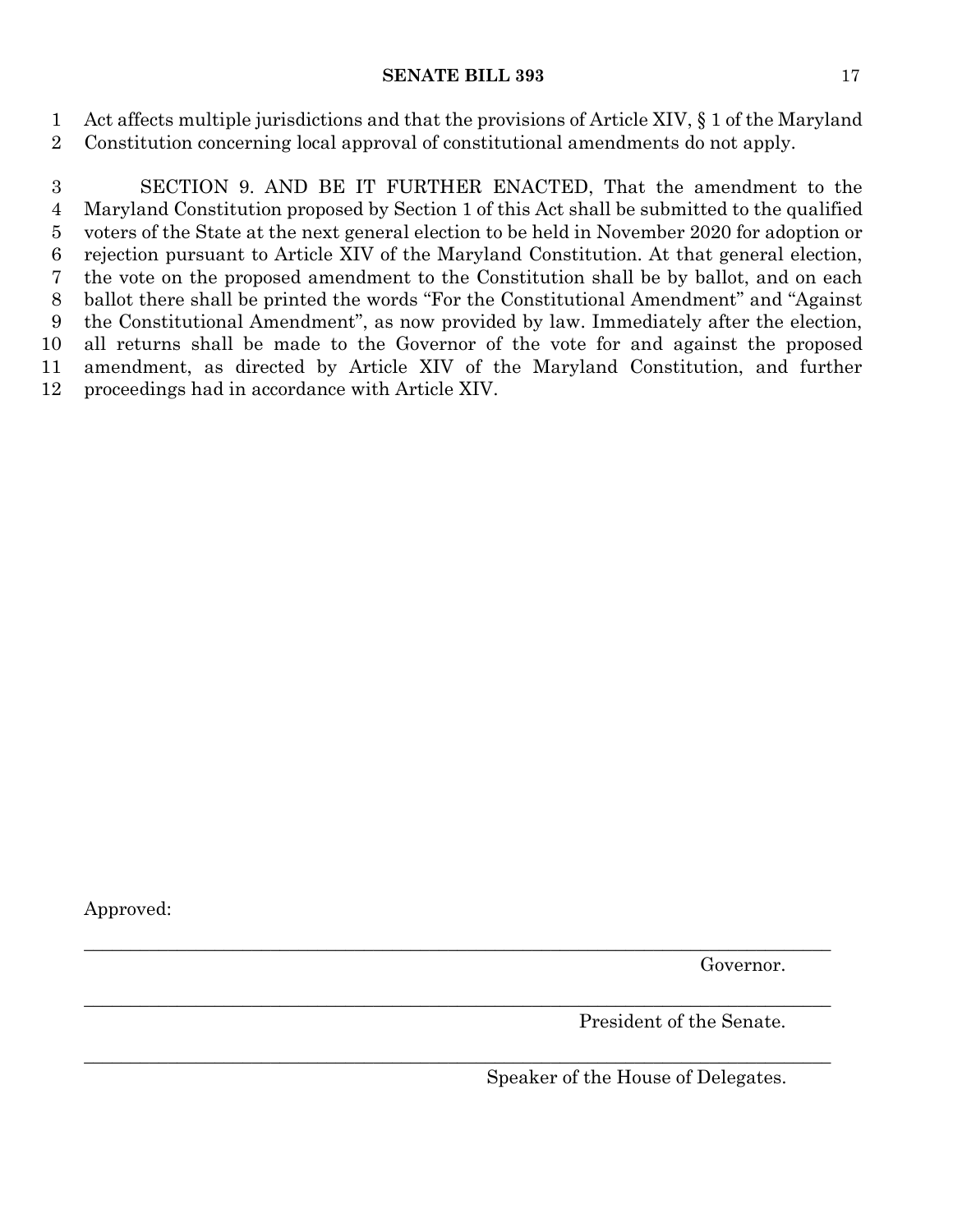Act affects multiple jurisdictions and that the provisions of Article XIV, § 1 of the Maryland Constitution concerning local approval of constitutional amendments do not apply.

SECTION 9. AND BE IT FURTHER ENACTED, That the amendment to the Maryland Constitution proposed by Section 1 of this Act shall be submitted to the qualified voters of the State at the next general election to be held in November 2020 for adoption or rejection pursuant to Article XIV of the Maryland Constitution. At that general election, the vote on the proposed amendment to the Constitution shall be by ballot, and on each ballot there shall be printed the words "For the Constitutional Amendment" and "Against the Constitutional Amendment", as now provided by law. Immediately after the election, all returns shall be made to the Governor of the vote for and against the proposed amendment, as directed by Article XIV of the Maryland Constitution, and further proceedings had in accordance with Article XIV.

Approved:

\_\_\_\_\_\_\_\_\_\_\_\_\_\_\_\_\_\_\_\_\_\_\_\_\_\_\_\_\_\_\_\_\_\_\_\_\_\_\_\_\_\_\_\_\_\_\_\_

Governor.

\_\_\_\_\_\_\_\_\_\_\_\_\_\_\_\_\_\_\_\_\_\_\_\_\_\_\_\_\_\_\_\_\_\_\_\_\_\_\_\_\_\_\_\_\_\_\_\_

President of the Senate.

\_\_\_\_\_\_\_\_\_\_\_\_\_\_\_\_\_\_\_\_\_\_\_\_\_\_\_\_\_\_\_\_\_\_\_\_\_\_\_\_\_\_\_\_\_\_\_\_

Speaker of the House of Delegates.